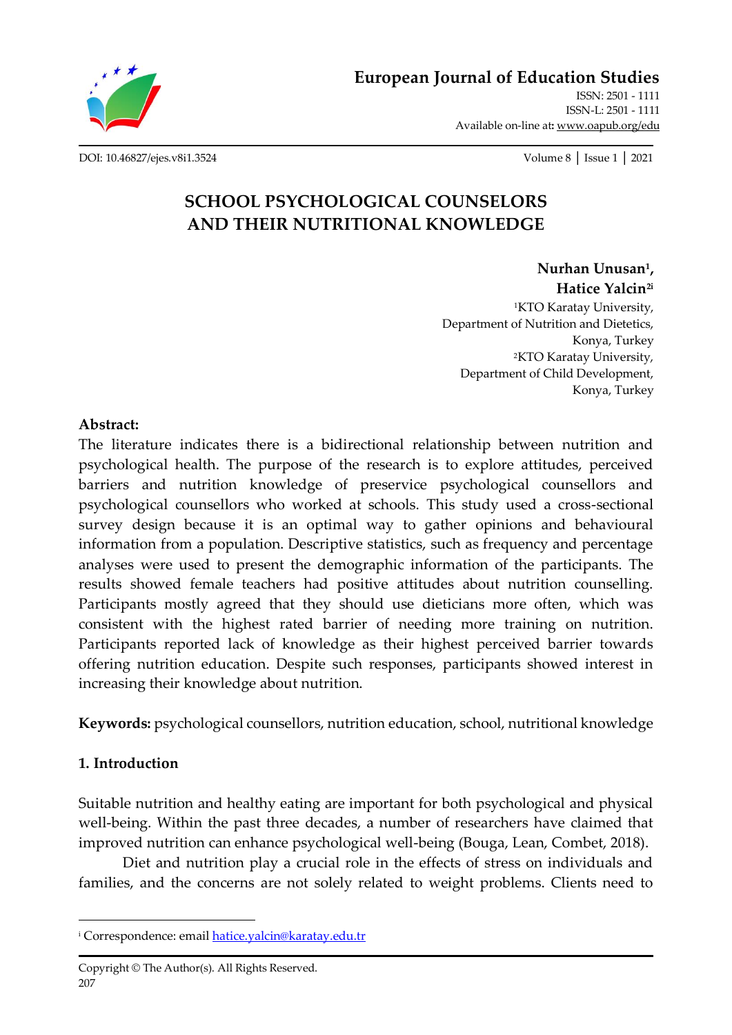# SCHOOL PSYCHOLOGICAL COUNSELORS AND THEIR NUTRITIONAL KNOWLEDGE

**Nurhan Unusan[1],**
**Hatice Yalcin[2i]**

[1]KTO Karatay University,
Department of Nutrition and Dietetics,
Konya, Turkey

[2]KTO Karatay University,
Department of Child Development,
Konya, Turkey

**Abstract:**

The literature indicates there is a bidirectional relationship between nutrition and psychological health. The purpose of the research is to explore attitudes, perceived barriers and nutrition knowledge of preservice psychological counsellors and psychological counsellors who worked at schools. This study used a cross-sectional survey design because it is an optimal way to gather opinions and behavioural information from a population. Descriptive statistics, such as frequency and percentage analyses were used to present the demographic information of the participants. The results showed female teachers had positive attitudes about nutrition counselling. Participants mostly agreed that they should use dieticians more often, which was consistent with the highest rated barrier of needing more training on nutrition. Participants reported lack of knowledge as their highest perceived barrier towards offering nutrition education. Despite such responses, participants showed interest in increasing their knowledge about nutrition.

**Keywords:** psychological counsellors, nutrition education, school, nutritional knowledge

## 1. Introduction

Suitable nutrition and healthy eating are important for both psychological and physical well-being. Within the past three decades, a number of researchers have claimed that improved nutrition can enhance psychological well-being (Bouga, Lean, Combet, 2018).

Diet and nutrition play a crucial role in the effects of stress on individuals and families, and the concerns are not solely related to weight problems. Clients need to

---

[i] Correspondence: email hatice.yalcin@karatay.edu.tr

Copyright © The Author(s). All Rights Reserved.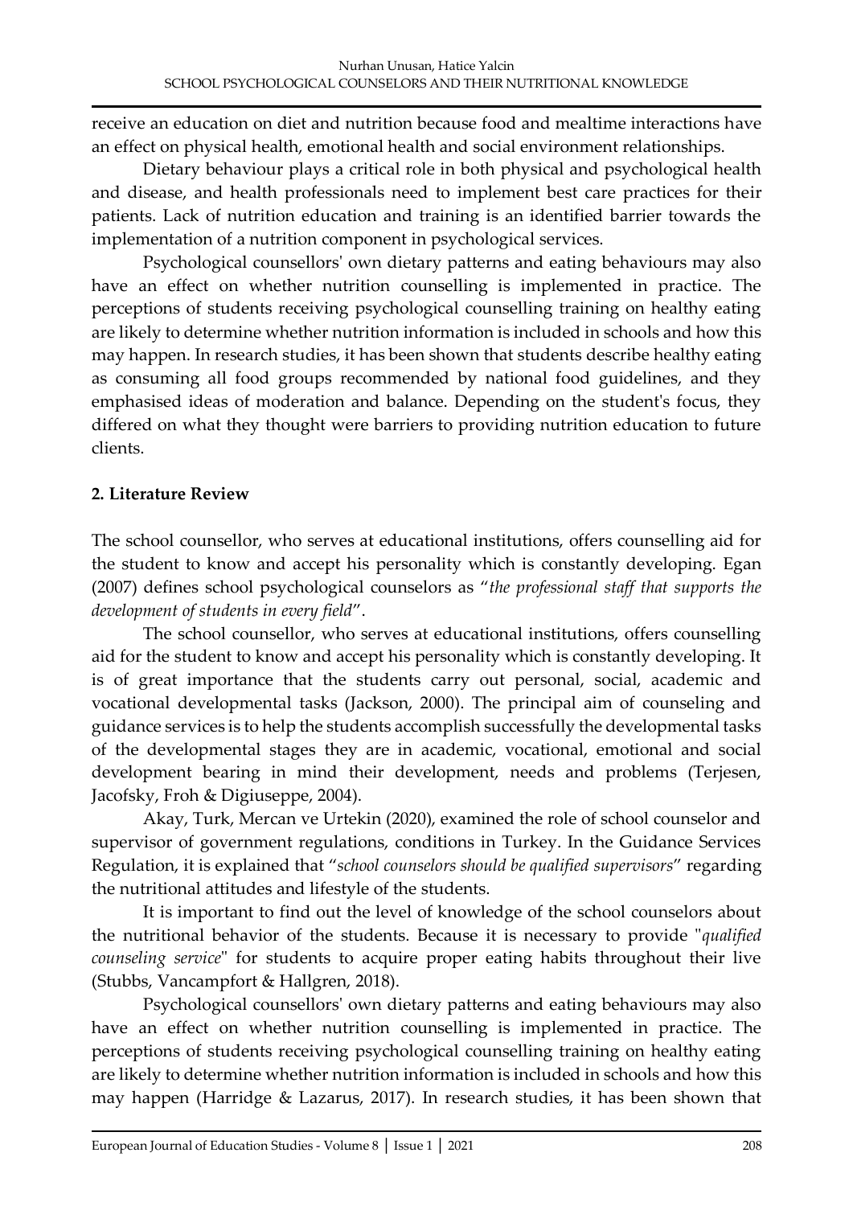receive an education on diet and nutrition because food and mealtime interactions have an effect on physical health, emotional health and social environment relationships.

Dietary behaviour plays a critical role in both physical and psychological health and disease, and health professionals need to implement best care practices for their patients. Lack of nutrition education and training is an identified barrier towards the implementation of a nutrition component in psychological services.

Psychological counsellors' own dietary patterns and eating behaviours may also have an effect on whether nutrition counselling is implemented in practice. The perceptions of students receiving psychological counselling training on healthy eating are likely to determine whether nutrition information is included in schools and how this may happen. In research studies, it has been shown that students describe healthy eating as consuming all food groups recommended by national food guidelines, and they emphasised ideas of moderation and balance. Depending on the student's focus, they differed on what they thought were barriers to providing nutrition education to future clients.

## 2. Literature Review

The school counsellor, who serves at educational institutions, offers counselling aid for the student to know and accept his personality which is constantly developing. Egan (2007) defines school psychological counselors as "*the professional staff that supports the development of students in every field*".

The school counsellor, who serves at educational institutions, offers counselling aid for the student to know and accept his personality which is constantly developing. It is of great importance that the students carry out personal, social, academic and vocational developmental tasks (Jackson, 2000). The principal aim of counseling and guidance services is to help the students accomplish successfully the developmental tasks of the developmental stages they are in academic, vocational, emotional and social development bearing in mind their development, needs and problems (Terjesen, Jacofsky, Froh & Digiuseppe, 2004).

Akay, Turk, Mercan ve Urtekin (2020), examined the role of school counselor and supervisor of government regulations, conditions in Turkey. In the Guidance Services Regulation, it is explained that "*school counselors should be qualified supervisors*" regarding the nutritional attitudes and lifestyle of the students.

It is important to find out the level of knowledge of the school counselors about the nutritional behavior of the students. Because it is necessary to provide "*qualified counseling service*" for students to acquire proper eating habits throughout their live (Stubbs, Vancampfort & Hallgren, 2018).

Psychological counsellors' own dietary patterns and eating behaviours may also have an effect on whether nutrition counselling is implemented in practice. The perceptions of students receiving psychological counselling training on healthy eating are likely to determine whether nutrition information is included in schools and how this may happen (Harridge & Lazarus, 2017). In research studies, it has been shown that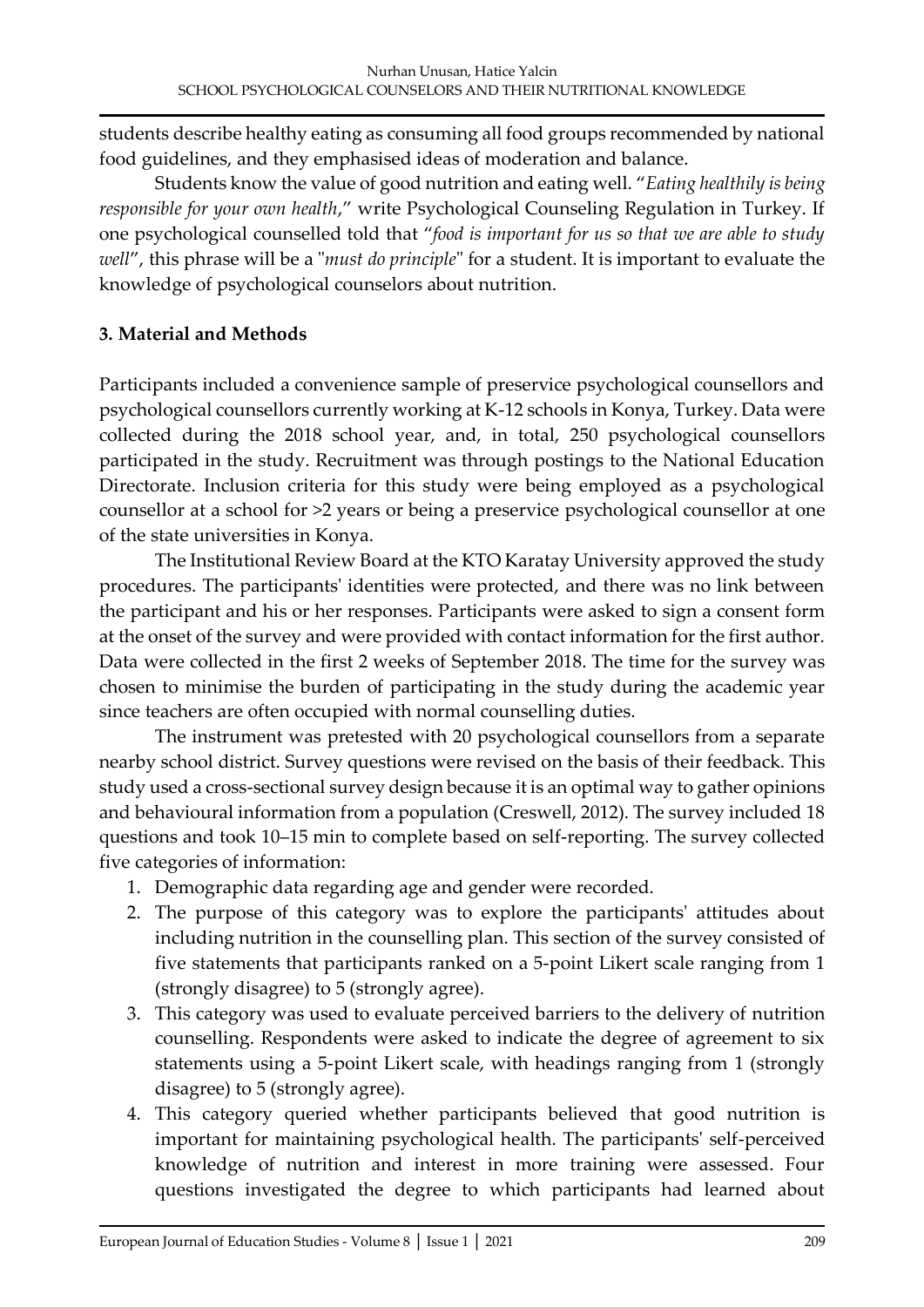students describe healthy eating as consuming all food groups recommended by national food guidelines, and they emphasised ideas of moderation and balance.

Students know the value of good nutrition and eating well. "*Eating healthily is being responsible for your own health*," write Psychological Counseling Regulation in Turkey. If one psychological counselled told that "*food is important for us so that we are able to study well*", this phrase will be a "*must do principle*" for a student. It is important to evaluate the knowledge of psychological counselors about nutrition.

## 3. Material and Methods

Participants included a convenience sample of preservice psychological counsellors and psychological counsellors currently working at K-12 schools in Konya, Turkey. Data were collected during the 2018 school year, and, in total, 250 psychological counsellors participated in the study. Recruitment was through postings to the National Education Directorate. Inclusion criteria for this study were being employed as a psychological counsellor at a school for >2 years or being a preservice psychological counsellor at one of the state universities in Konya.

The Institutional Review Board at the KTO Karatay University approved the study procedures. The participants' identities were protected, and there was no link between the participant and his or her responses. Participants were asked to sign a consent form at the onset of the survey and were provided with contact information for the first author. Data were collected in the first 2 weeks of September 2018. The time for the survey was chosen to minimise the burden of participating in the study during the academic year since teachers are often occupied with normal counselling duties.

The instrument was pretested with 20 psychological counsellors from a separate nearby school district. Survey questions were revised on the basis of their feedback. This study used a cross-sectional survey design because it is an optimal way to gather opinions and behavioural information from a population (Creswell, 2012). The survey included 18 questions and took 10–15 min to complete based on self-reporting. The survey collected five categories of information:

1. Demographic data regarding age and gender were recorded.
2. The purpose of this category was to explore the participants' attitudes about including nutrition in the counselling plan. This section of the survey consisted of five statements that participants ranked on a 5-point Likert scale ranging from 1 (strongly disagree) to 5 (strongly agree).
3. This category was used to evaluate perceived barriers to the delivery of nutrition counselling. Respondents were asked to indicate the degree of agreement to six statements using a 5-point Likert scale, with headings ranging from 1 (strongly disagree) to 5 (strongly agree).
4. This category queried whether participants believed that good nutrition is important for maintaining psychological health. The participants' self-perceived knowledge of nutrition and interest in more training were assessed. Four questions investigated the degree to which participants had learned about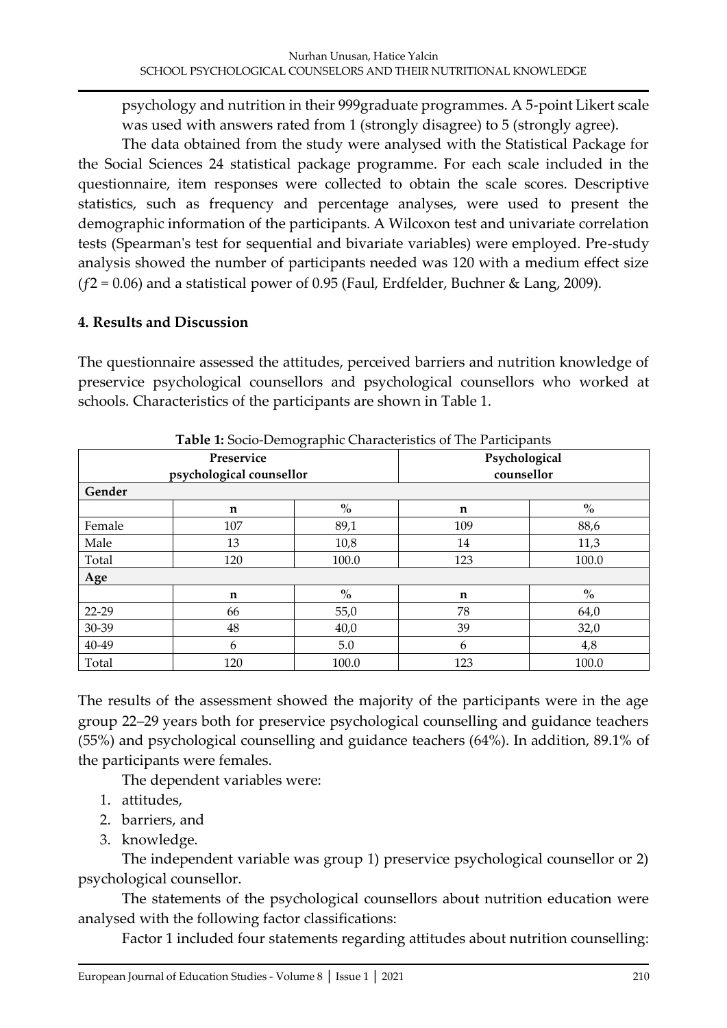psychology and nutrition in their 999graduate programmes. A 5-point Likert scale was used with answers rated from 1 (strongly disagree) to 5 (strongly agree).

The data obtained from the study were analysed with the Statistical Package for the Social Sciences 24 statistical package programme. For each scale included in the questionnaire, item responses were collected to obtain the scale scores. Descriptive statistics, such as frequency and percentage analyses, were used to present the demographic information of the participants. A Wilcoxon test and univariate correlation tests (Spearman's test for sequential and bivariate variables) were employed. Pre-study analysis showed the number of participants needed was 120 with a medium effect size ($f2 = 0.06$) and a statistical power of 0.95 (Faul, Erdfelder, Buchner & Lang, 2009).

## 4. Results and Discussion

The questionnaire assessed the attitudes, perceived barriers and nutrition knowledge of preservice psychological counsellors and psychological counsellors who worked at schools. Characteristics of the participants are shown in Table 1.

**Table 1:** Socio-Demographic Characteristics of The Participants

| | Preservice psychological counsellor | | Psychological counsellor | |
|---|---|---|---|---|
| **Gender** | | | | |
| | n | % | n | % |
| Female | 107 | 89,1 | 109 | 88,6 |
| Male | 13 | 10,8 | 14 | 11,3 |
| Total | 120 | 100.0 | 123 | 100.0 |
| **Age** | | | | |
| | n | % | n | % |
| 22-29 | 66 | 55,0 | 78 | 64,0 |
| 30-39 | 48 | 40,0 | 39 | 32,0 |
| 40-49 | 6 | 5.0 | 6 | 4,8 |
| Total | 120 | 100.0 | 123 | 100.0 |

The results of the assessment showed the majority of the participants were in the age group 22–29 years both for preservice psychological counselling and guidance teachers (55%) and psychological counselling and guidance teachers (64%). In addition, 89.1% of the participants were females.

The dependent variables were:

1. attitudes,
2. barriers, and
3. knowledge.

The independent variable was group 1) preservice psychological counsellor or 2) psychological counsellor.

The statements of the psychological counsellors about nutrition education were analysed with the following factor classifications:

Factor 1 included four statements regarding attitudes about nutrition counselling: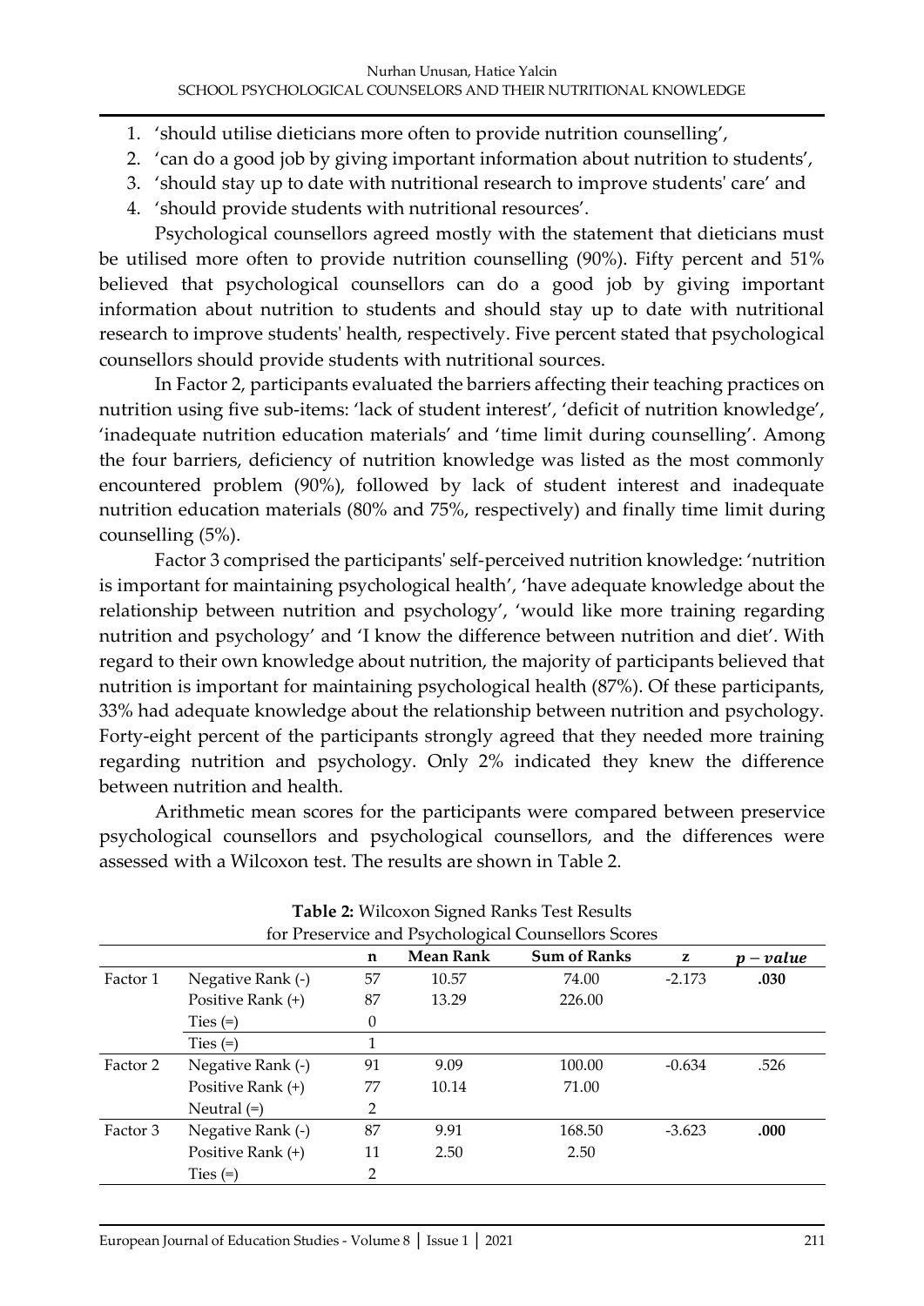1. 'should utilise dieticians more often to provide nutrition counselling',
2. 'can do a good job by giving important information about nutrition to students',
3. 'should stay up to date with nutritional research to improve students' care' and
4. 'should provide students with nutritional resources'.

Psychological counsellors agreed mostly with the statement that dieticians must be utilised more often to provide nutrition counselling (90%). Fifty percent and 51% believed that psychological counsellors can do a good job by giving important information about nutrition to students and should stay up to date with nutritional research to improve students' health, respectively. Five percent stated that psychological counsellors should provide students with nutritional sources.

In Factor 2, participants evaluated the barriers affecting their teaching practices on nutrition using five sub-items: 'lack of student interest', 'deficit of nutrition knowledge', 'inadequate nutrition education materials' and 'time limit during counselling'. Among the four barriers, deficiency of nutrition knowledge was listed as the most commonly encountered problem (90%), followed by lack of student interest and inadequate nutrition education materials (80% and 75%, respectively) and finally time limit during counselling (5%).

Factor 3 comprised the participants' self-perceived nutrition knowledge: 'nutrition is important for maintaining psychological health', 'have adequate knowledge about the relationship between nutrition and psychology', 'would like more training regarding nutrition and psychology' and 'I know the difference between nutrition and diet'. With regard to their own knowledge about nutrition, the majority of participants believed that nutrition is important for maintaining psychological health (87%). Of these participants, 33% had adequate knowledge about the relationship between nutrition and psychology. Forty-eight percent of the participants strongly agreed that they needed more training regarding nutrition and psychology. Only 2% indicated they knew the difference between nutrition and health.

Arithmetic mean scores for the participants were compared between preservice psychological counsellors and psychological counsellors, and the differences were assessed with a Wilcoxon test. The results are shown in Table 2.

**Table 2:** Wilcoxon Signed Ranks Test Results for Preservice and Psychological Counsellors Scores

| | | n | Mean Rank | Sum of Ranks | z | $p-value$ |
|---|---|---|---|---|---|---|
| Factor 1 | Negative Rank (-) | 57 | 10.57 | 74.00 | -2.173 | **.030** |
| | Positive Rank (+) | 87 | 13.29 | 226.00 | | |
| | Ties (=) | 0 | | | | |
| | Ties (=) | 1 | | | | |
| Factor 2 | Negative Rank (-) | 91 | 9.09 | 100.00 | -0.634 | .526 |
| | Positive Rank (+) | 77 | 10.14 | 71.00 | | |
| | Neutral (=) | 2 | | | | |
| Factor 3 | Negative Rank (-) | 87 | 9.91 | 168.50 | -3.623 | **.000** |
| | Positive Rank (+) | 11 | 2.50 | 2.50 | | |
| | Ties (=) | 2 | | | | |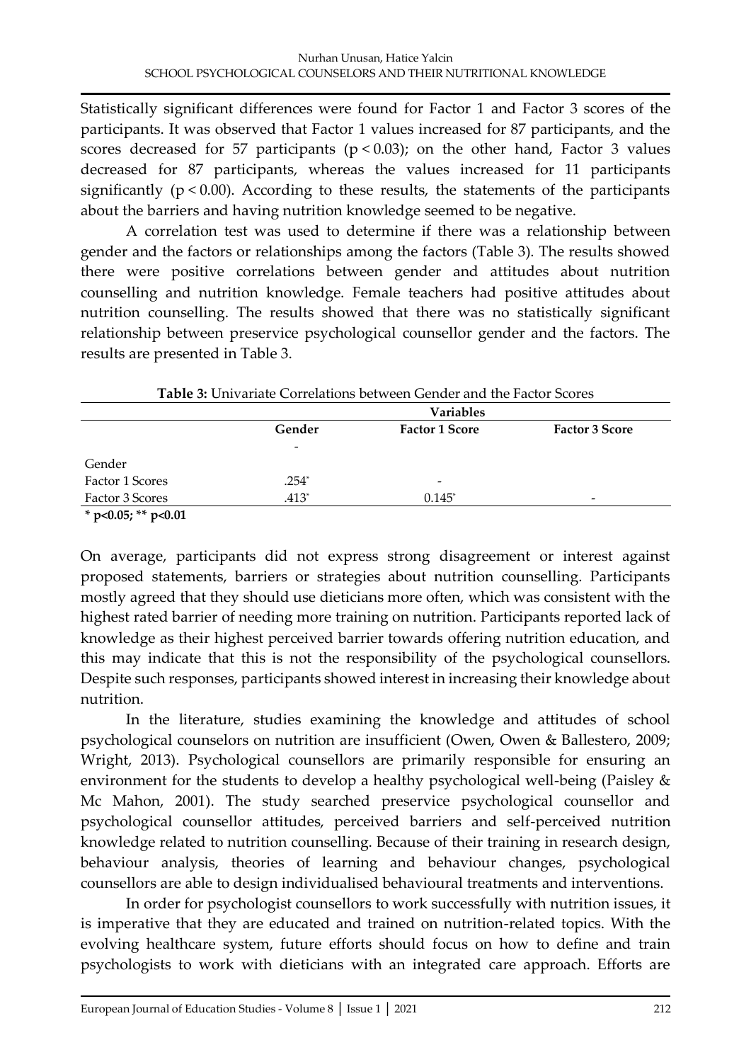Statistically significant differences were found for Factor 1 and Factor 3 scores of the participants. It was observed that Factor 1 values increased for 87 participants, and the scores decreased for 57 participants ($p < 0.03$); on the other hand, Factor 3 values decreased for 87 participants, whereas the values increased for 11 participants significantly ($p < 0.00$). According to these results, the statements of the participants about the barriers and having nutrition knowledge seemed to be negative.

A correlation test was used to determine if there was a relationship between gender and the factors or relationships among the factors (Table 3). The results showed there were positive correlations between gender and attitudes about nutrition counselling and nutrition knowledge. Female teachers had positive attitudes about nutrition counselling. The results showed that there was no statistically significant relationship between preservice psychological counsellor gender and the factors. The results are presented in Table 3.

**Table 3:** Univariate Correlations between Gender and the Factor Scores

| | Variables | | |
|---|---|---|---|
| | **Gender** | **Factor 1 Score** | **Factor 3 Score** |
| | - | | |
| Gender | | | |
| Factor 1 Scores | .254* | - | |
| Factor 3 Scores | .413* | 0.145* | - |

**\* p<0.05; \*\* p<0.01**

On average, participants did not express strong disagreement or interest against proposed statements, barriers or strategies about nutrition counselling. Participants mostly agreed that they should use dieticians more often, which was consistent with the highest rated barrier of needing more training on nutrition. Participants reported lack of knowledge as their highest perceived barrier towards offering nutrition education, and this may indicate that this is not the responsibility of the psychological counsellors. Despite such responses, participants showed interest in increasing their knowledge about nutrition.

In the literature, studies examining the knowledge and attitudes of school psychological counselors on nutrition are insufficient (Owen, Owen & Ballestero, 2009; Wright, 2013). Psychological counsellors are primarily responsible for ensuring an environment for the students to develop a healthy psychological well-being (Paisley & Mc Mahon, 2001). The study searched preservice psychological counsellor and psychological counsellor attitudes, perceived barriers and self-perceived nutrition knowledge related to nutrition counselling. Because of their training in research design, behaviour analysis, theories of learning and behaviour changes, psychological counsellors are able to design individualised behavioural treatments and interventions.

In order for psychologist counsellors to work successfully with nutrition issues, it is imperative that they are educated and trained on nutrition-related topics. With the evolving healthcare system, future efforts should focus on how to define and train psychologists to work with dieticians with an integrated care approach. Efforts are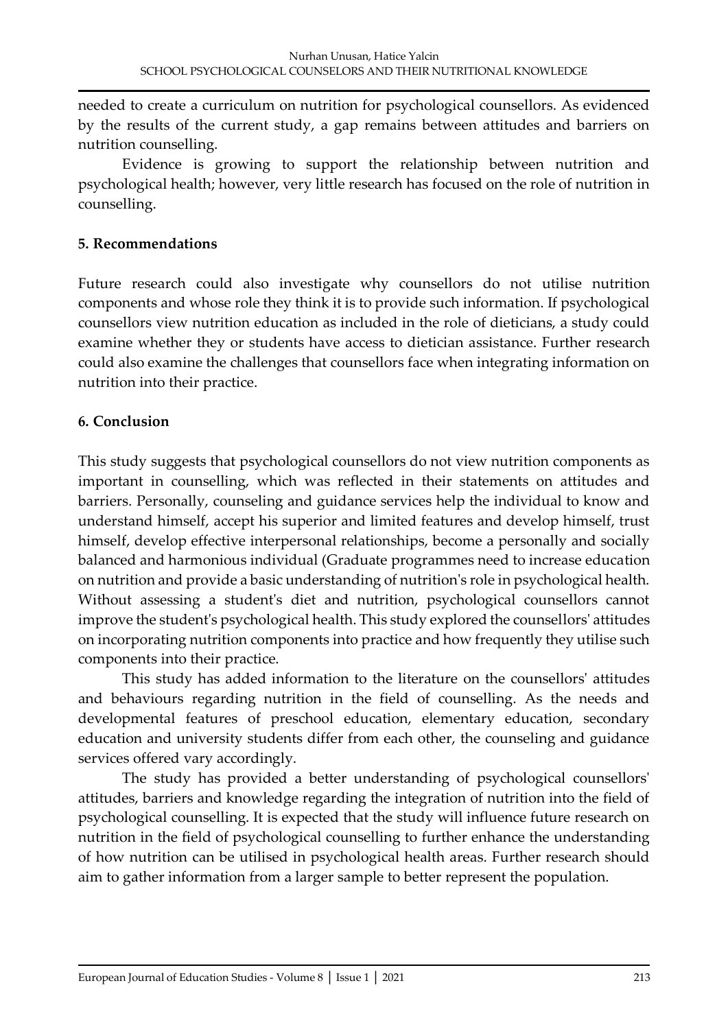needed to create a curriculum on nutrition for psychological counsellors. As evidenced by the results of the current study, a gap remains between attitudes and barriers on nutrition counselling.

Evidence is growing to support the relationship between nutrition and psychological health; however, very little research has focused on the role of nutrition in counselling.

## 5. Recommendations

Future research could also investigate why counsellors do not utilise nutrition components and whose role they think it is to provide such information. If psychological counsellors view nutrition education as included in the role of dieticians, a study could examine whether they or students have access to dietician assistance. Further research could also examine the challenges that counsellors face when integrating information on nutrition into their practice.

## 6. Conclusion

This study suggests that psychological counsellors do not view nutrition components as important in counselling, which was reflected in their statements on attitudes and barriers. Personally, counseling and guidance services help the individual to know and understand himself, accept his superior and limited features and develop himself, trust himself, develop effective interpersonal relationships, become a personally and socially balanced and harmonious individual (Graduate programmes need to increase education on nutrition and provide a basic understanding of nutrition's role in psychological health. Without assessing a student's diet and nutrition, psychological counsellors cannot improve the student's psychological health. This study explored the counsellors' attitudes on incorporating nutrition components into practice and how frequently they utilise such components into their practice.

This study has added information to the literature on the counsellors' attitudes and behaviours regarding nutrition in the field of counselling. As the needs and developmental features of preschool education, elementary education, secondary education and university students differ from each other, the counseling and guidance services offered vary accordingly.

The study has provided a better understanding of psychological counsellors' attitudes, barriers and knowledge regarding the integration of nutrition into the field of psychological counselling. It is expected that the study will influence future research on nutrition in the field of psychological counselling to further enhance the understanding of how nutrition can be utilised in psychological health areas. Further research should aim to gather information from a larger sample to better represent the population.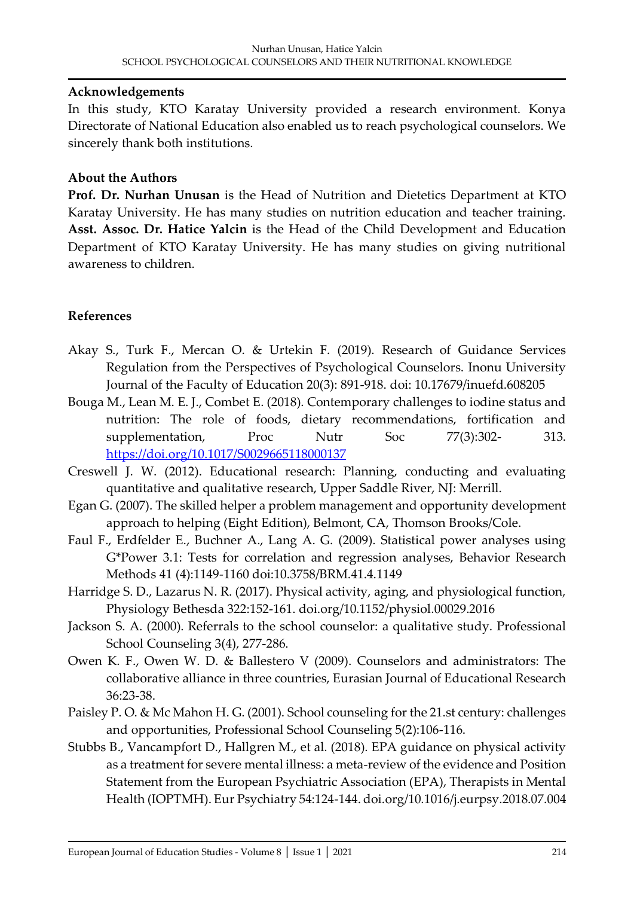## Acknowledgements

In this study, KTO Karatay University provided a research environment. Konya Directorate of National Education also enabled us to reach psychological counselors. We sincerely thank both institutions.

## About the Authors

**Prof. Dr. Nurhan Unusan** is the Head of Nutrition and Dietetics Department at KTO Karatay University. He has many studies on nutrition education and teacher training. **Asst. Assoc. Dr. Hatice Yalcin** is the Head of the Child Development and Education Department of KTO Karatay University. He has many studies on giving nutritional awareness to children.

## References

Akay S., Turk F., Mercan O. & Urtekin F. (2019). Research of Guidance Services Regulation from the Perspectives of Psychological Counselors. Inonu University Journal of the Faculty of Education 20(3): 891-918. doi: 10.17679/inuefd.608205

Bouga M., Lean M. E. J., Combet E. (2018). Contemporary challenges to iodine status and nutrition: The role of foods, dietary recommendations, fortification and supplementation, Proc Nutr Soc 77(3):302- 313. https://doi.org/10.1017/S0029665118000137

Creswell J. W. (2012). Educational research: Planning, conducting and evaluating quantitative and qualitative research, Upper Saddle River, NJ: Merrill.

Egan G. (2007). The skilled helper a problem management and opportunity development approach to helping (Eight Edition), Belmont, CA, Thomson Brooks/Cole.

Faul F., Erdfelder E., Buchner A., Lang A. G. (2009). Statistical power analyses using G*Power 3.1: Tests for correlation and regression analyses, Behavior Research Methods 41 (4):1149-1160 doi:10.3758/BRM.41.4.1149

Harridge S. D., Lazarus N. R. (2017). Physical activity, aging, and physiological function, Physiology Bethesda 322:152-161. doi.org/10.1152/physiol.00029.2016

Jackson S. A. (2000). Referrals to the school counselor: a qualitative study. Professional School Counseling 3(4), 277-286.

Owen K. F., Owen W. D. & Ballestero V (2009). Counselors and administrators: The collaborative alliance in three countries, Eurasian Journal of Educational Research 36:23-38.

Paisley P. O. & Mc Mahon H. G. (2001). School counseling for the 21.st century: challenges and opportunities, Professional School Counseling 5(2):106-116.

Stubbs B., Vancampfort D., Hallgren M., et al. (2018). EPA guidance on physical activity as a treatment for severe mental illness: a meta-review of the evidence and Position Statement from the European Psychiatric Association (EPA), Therapists in Mental Health (IOPTMH). Eur Psychiatry 54:124-144. doi.org/10.1016/j.eurpsy.2018.07.004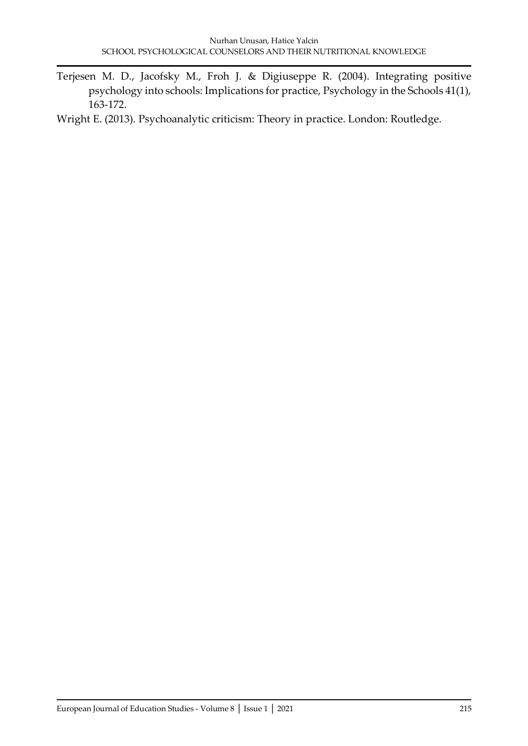Terjesen M. D., Jacofsky M., Froh J. & Digiuseppe R. (2004). Integrating positive psychology into schools: Implications for practice, Psychology in the Schools 41(1), 163-172.

Wright E. (2013). Psychoanalytic criticism: Theory in practice. London: Routledge.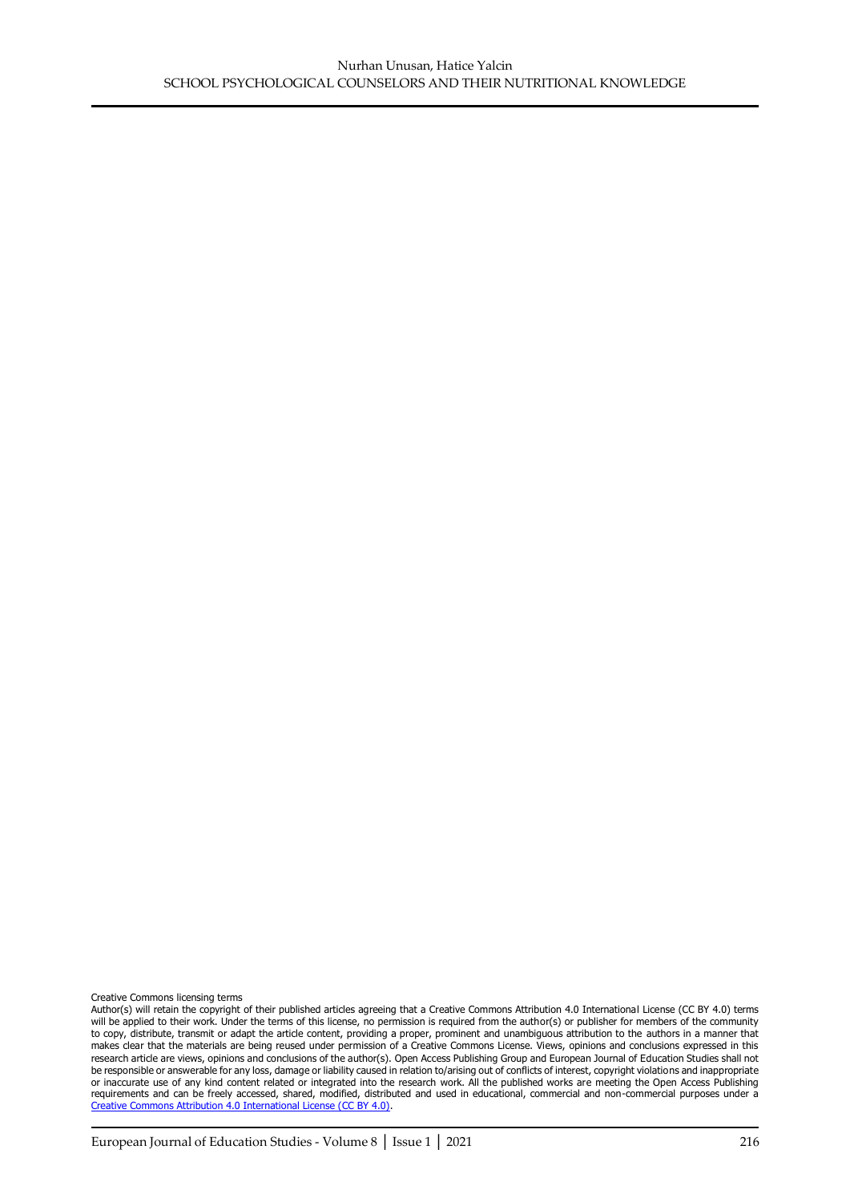Creative Commons licensing terms

Author(s) will retain the copyright of their published articles agreeing that a Creative Commons Attribution 4.0 International License (CC BY 4.0) terms will be applied to their work. Under the terms of this license, no permission is required from the author(s) or publisher for members of the community to copy, distribute, transmit or adapt the article content, providing a proper, prominent and unambiguous attribution to the authors in a manner that makes clear that the materials are being reused under permission of a Creative Commons License. Views, opinions and conclusions expressed in this research article are views, opinions and conclusions of the author(s). Open Access Publishing Group and European Journal of Education Studies shall not be responsible or answerable for any loss, damage or liability caused in relation to/arising out of conflicts of interest, copyright violations and inappropriate or inaccurate use of any kind content related or integrated into the research work. All the published works are meeting the Open Access Publishing requirements and can be freely accessed, shared, modified, distributed and used in educational, commercial and non-commercial purposes under a Creative Commons Attribution 4.0 International License (CC BY 4.0).